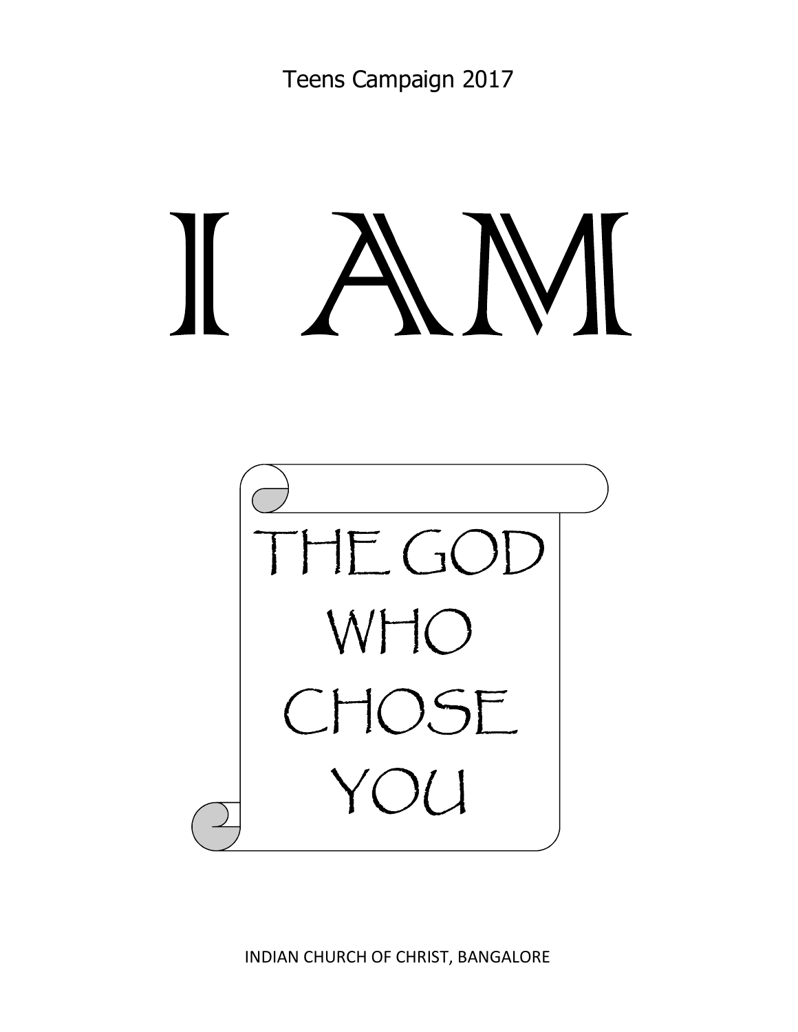Teens Campaign 2017

# I AM

THE GOD
WHO
CHOSE
YOU

INDIAN CHURCH OF CHRIST, BANGALORE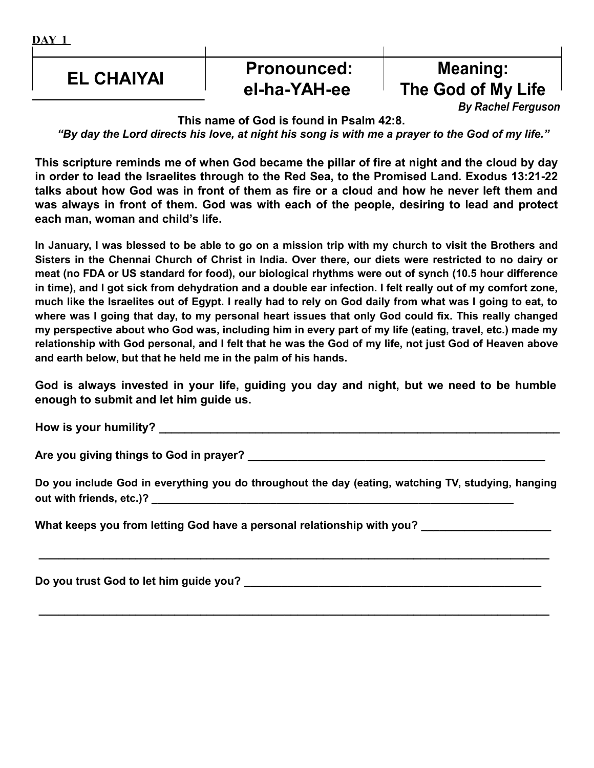**DAY 1**

| EL CHAIYAI | Pronounced: el-ha-YAH-ee | Meaning: The God of My Life |
|---|---|---|

*By Rachel Ferguson*

**This name of God is found in Psalm 42:8.**

***"By day the Lord directs his love, at night his song is with me a prayer to the God of my life."***

**This scripture reminds me of when God became the pillar of fire at night and the cloud by day in order to lead the Israelites through to the Red Sea, to the Promised Land. Exodus 13:21-22 talks about how God was in front of them as fire or a cloud and how he never left them and was always in front of them. God was with each of the people, desiring to lead and protect each man, woman and child's life.**

**In January, I was blessed to be able to go on a mission trip with my church to visit the Brothers and Sisters in the Chennai Church of Christ in India. Over there, our diets were restricted to no dairy or meat (no FDA or US standard for food), our biological rhythms were out of synch (10.5 hour difference in time), and I got sick from dehydration and a double ear infection. I felt really out of my comfort zone, much like the Israelites out of Egypt. I really had to rely on God daily from what was I going to eat, to where was I going that day, to my personal heart issues that only God could fix. This really changed my perspective about who God was, including him in every part of my life (eating, travel, etc.) made my relationship with God personal, and I felt that he was the God of my life, not just God of Heaven above and earth below, but that he held me in the palm of his hands.**

**God is always invested in your life, guiding you day and night, but we need to be humble enough to submit and let him guide us.**

**How is your humility?** ____________________________________________________________

**Are you giving things to God in prayer?** _____________________________________________

**Do you include God in everything you do throughout the day (eating, watching TV, studying, hanging out with friends, etc.)?** ______________________________________________________

**What keeps you from letting God have a personal relationship with you?** ___________________

______________________________________________________________________________

**Do you trust God to let him guide you?** ______________________________________________

______________________________________________________________________________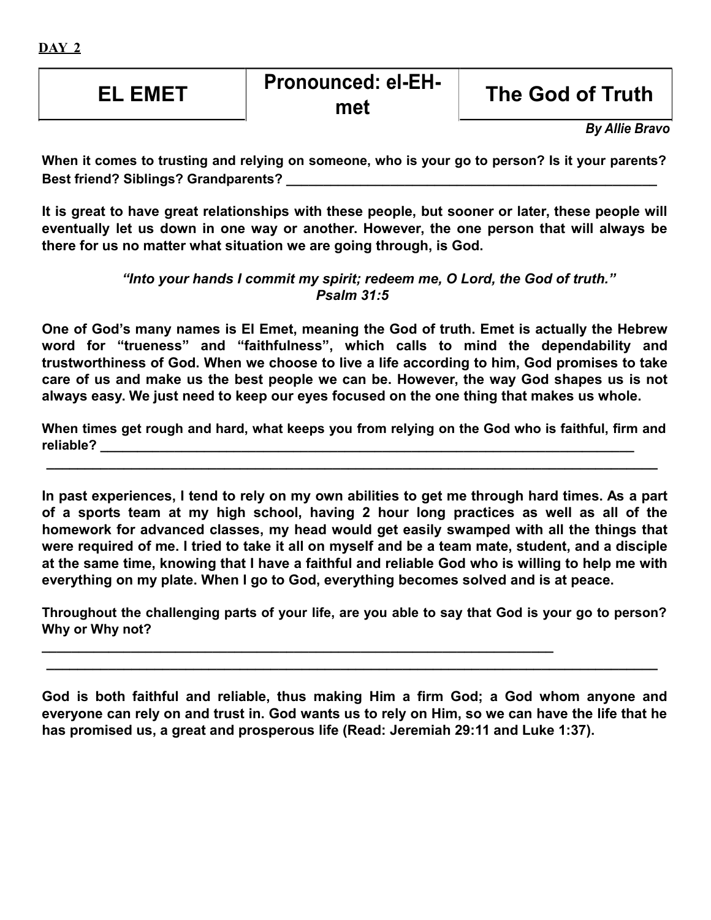**DAY 2**

| EL EMET | Pronounced: el-EH-met | The God of Truth |
|---|---|---|

***By Allie Bravo***

**When it comes to trusting and relying on someone, who is your go to person? Is it your parents? Best friend? Siblings? Grandparents? ______________________________________________________**

**It is great to have great relationships with these people, but sooner or later, these people will eventually let us down in one way or another. However, the one person that will always be there for us no matter what situation we are going through, is God.**

> ***"Into your hands I commit my spirit; redeem me, O Lord, the God of truth."***
> ***Psalm 31:5***

**One of God's many names is El Emet, meaning the God of truth. Emet is actually the Hebrew word for "trueness" and "faithfulness", which calls to mind the dependability and trustworthiness of God. When we choose to live a life according to him, God promises to take care of us and make us the best people we can be. However, the way God shapes us is not always easy. We just need to keep our eyes focused on the one thing that makes us whole.**

**When times get rough and hard, what keeps you from relying on the God who is faithful, firm and reliable? ______________________________________________________________________________**

**__________________________________________________________________________________________**

**In past experiences, I tend to rely on my own abilities to get me through hard times. As a part of a sports team at my high school, having 2 hour long practices as well as all of the homework for advanced classes, my head would get easily swamped with all the things that were required of me. I tried to take it all on myself and be a team mate, student, and a disciple at the same time, knowing that I have a faithful and reliable God who is willing to help me with everything on my plate. When I go to God, everything becomes solved and is at peace.**

**Throughout the challenging parts of your life, are you able to say that God is your go to person? Why or Why not?**

**__________________________________________________________________________**

**__________________________________________________________________________________________**

**God is both faithful and reliable, thus making Him a firm God; a God whom anyone and everyone can rely on and trust in. God wants us to rely on Him, so we can have the life that he has promised us, a great and prosperous life (Read: Jeremiah 29:11 and Luke 1:37).**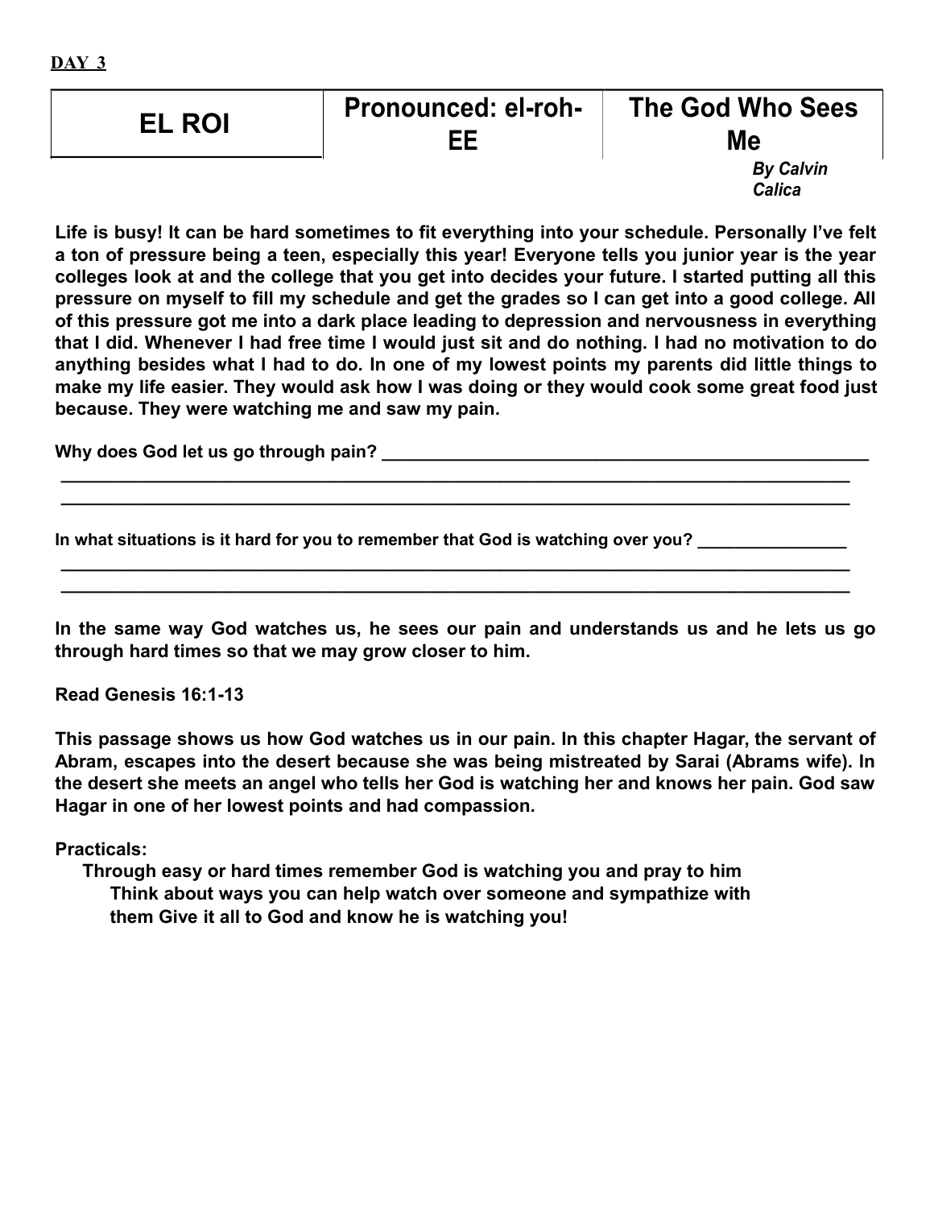**DAY 3**

| EL ROI | Pronounced: el-roh-EE | The God Who Sees Me |
| --- | --- | --- |

*By Calvin Calica*

**Life is busy! It can be hard sometimes to fit everything into your schedule. Personally I've felt a ton of pressure being a teen, especially this year! Everyone tells you junior year is the year colleges look at and the college that you get into decides your future. I started putting all this pressure on myself to fill my schedule and get the grades so I can get into a good college. All of this pressure got me into a dark place leading to depression and nervousness in everything that I did. Whenever I had free time I would just sit and do nothing. I had no motivation to do anything besides what I had to do. In one of my lowest points my parents did little things to make my life easier. They would ask how I was doing or they would cook some great food just because. They were watching me and saw my pain.**

**Why does God let us go through pain? ____________________________________________________**

**__________________________________________________________________________________**

**__________________________________________________________________________________**

**In what situations is it hard for you to remember that God is watching over you? _______________**

**__________________________________________________________________________________**

**__________________________________________________________________________________**

**In the same way God watches us, he sees our pain and understands us and he lets us go through hard times so that we may grow closer to him.**

**Read Genesis 16:1-13**

**This passage shows us how God watches us in our pain. In this chapter Hagar, the servant of Abram, escapes into the desert because she was being mistreated by Sarai (Abrams wife). In the desert she meets an angel who tells her God is watching her and knows her pain. God saw Hagar in one of her lowest points and had compassion.**

**Practicals:**

**Through easy or hard times remember God is watching you and pray to him**
**Think about ways you can help watch over someone and sympathize with them Give it all to God and know he is watching you!**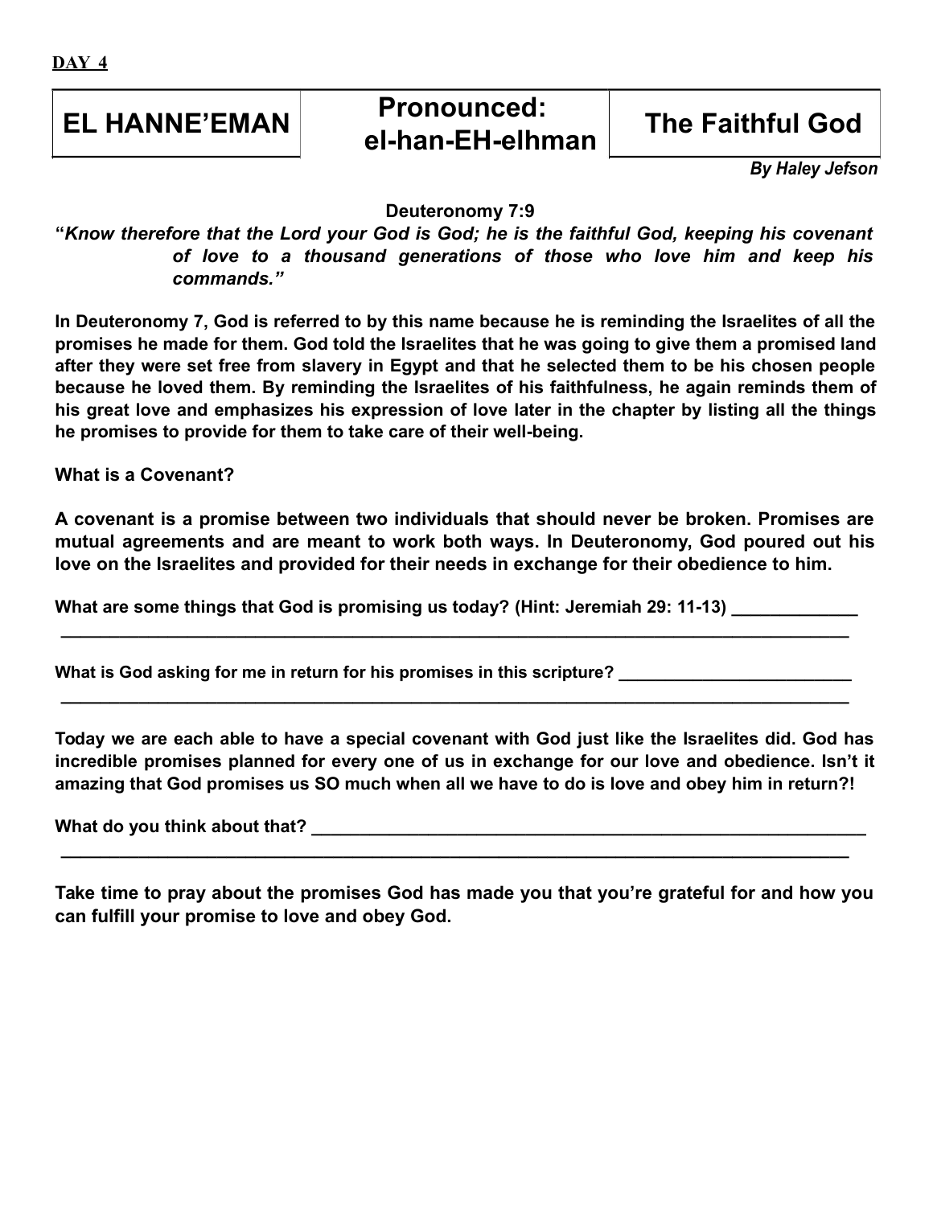**DAY 4**

| EL HANNE’EMAN | Pronounced: el-han-EH-elhman | The Faithful God |
|---|---|---|

***By Haley Jefson***

**Deuteronomy 7:9**

**“*Know therefore that the Lord your God is God; he is the faithful God, keeping his covenant of love to a thousand generations of those who love him and keep his commands.”***

**In Deuteronomy 7, God is referred to by this name because he is reminding the Israelites of all the promises he made for them. God told the Israelites that he was going to give them a promised land after they were set free from slavery in Egypt and that he selected them to be his chosen people because he loved them. By reminding the Israelites of his faithfulness, he again reminds them of his great love and emphasizes his expression of love later in the chapter by listing all the things he promises to provide for them to take care of their well-being.**

**What is a Covenant?**

**A covenant is a promise between two individuals that should never be broken. Promises are mutual agreements and are meant to work both ways. In Deuteronomy, God poured out his love on the Israelites and provided for their needs in exchange for their obedience to him.**

**What are some things that God is promising us today? (Hint: Jeremiah 29: 11-13) _____________**
**________________________________________________________________________________**

**What is God asking for me in return for his promises in this scripture? ________________________**
**________________________________________________________________________________**

**Today we are each able to have a special covenant with God just like the Israelites did. God has incredible promises planned for every one of us in exchange for our love and obedience. Isn’t it amazing that God promises us SO much when all we have to do is love and obey him in return?!**

**What do you think about that? ___________________________________________________________**
**________________________________________________________________________________**

**Take time to pray about the promises God has made you that you’re grateful for and how you can fulfill your promise to love and obey God.**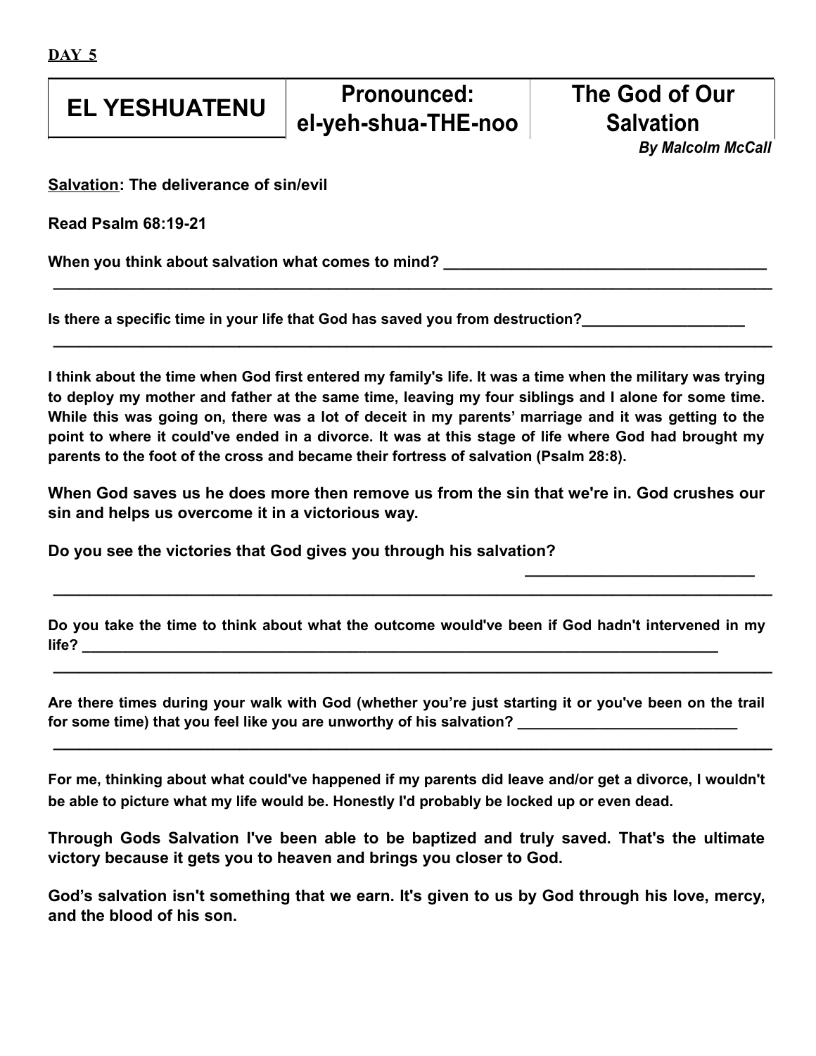**DAY 5**

| EL YESHUATENU | Pronounced: el-yeh-shua-THE-noo | The God of Our Salvation |
| --- | --- | --- |

*By Malcolm McCall*

**Salvation: The deliverance of sin/evil**

**Read Psalm 68:19-21**

**When you think about salvation what comes to mind? ______________________________________**

**__________________________________________________________________________________**

**Is there a specific time in your life that God has saved you from destruction?___________________**

**__________________________________________________________________________________**

**I think about the time when God first entered my family's life. It was a time when the military was trying to deploy my mother and father at the same time, leaving my four siblings and I alone for some time. While this was going on, there was a lot of deceit in my parents' marriage and it was getting to the point to where it could've ended in a divorce. It was at this stage of life where God had brought my parents to the foot of the cross and became their fortress of salvation (Psalm 28:8).**

**When God saves us he does more then remove us from the sin that we're in. God crushes our sin and helps us overcome it in a victorious way.**

**Do you see the victories that God gives you through his salvation?**

**__________________________**

**__________________________________________________________________________________**

**Do you take the time to think about what the outcome would've been if God hadn't intervened in my life? ______________________________________________________________________________**

**__________________________________________________________________________________**

**Are there times during your walk with God (whether you're just starting it or you've been on the trail for some time) that you feel like you are unworthy of his salvation? __________________________**

**__________________________________________________________________________________**

**For me, thinking about what could've happened if my parents did leave and/or get a divorce, I wouldn't be able to picture what my life would be. Honestly I'd probably be locked up or even dead.**

**Through Gods Salvation I've been able to be baptized and truly saved. That's the ultimate victory because it gets you to heaven and brings you closer to God.**

**God's salvation isn't something that we earn. It's given to us by God through his love, mercy, and the blood of his son.**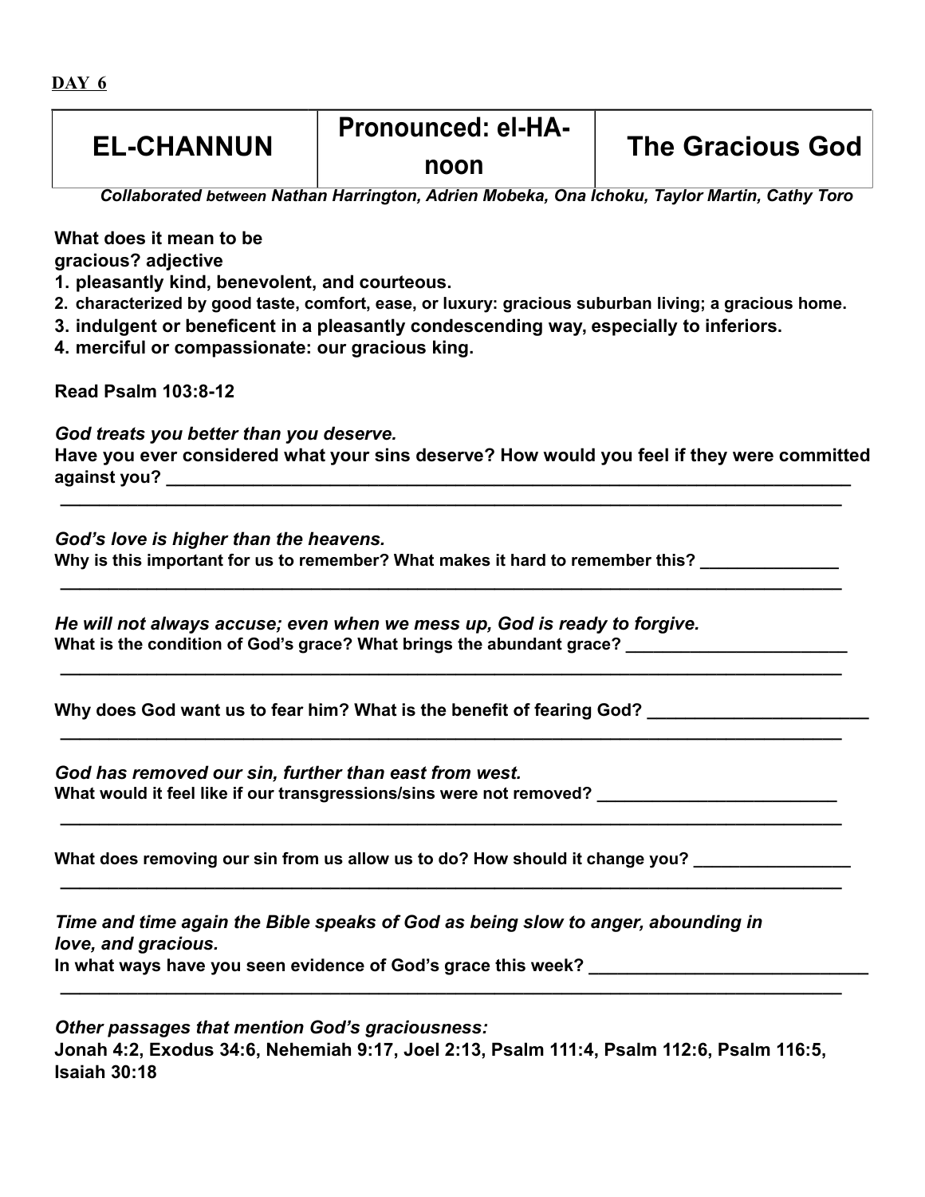**DAY 6**

| EL-CHANNUN | Pronounced: el-HA-noon | The Gracious God |
|---|---|---|

*Collaborated between Nathan Harrington, Adrien Mobeka, Ona Ichoku, Taylor Martin, Cathy Toro*

**What does it mean to be gracious? adjective**

1. **pleasantly kind, benevolent, and courteous.**
2. **characterized by good taste, comfort, ease, or luxury: gracious suburban living; a gracious home.**
3. **indulgent or beneficent in a pleasantly condescending way, especially to inferiors.**
4. **merciful or compassionate: our gracious king.**

**Read Psalm 103:8-12**

***God treats you better than you deserve.***
**Have you ever considered what your sins deserve? How would you feel if they were committed against you?** ________________________________________________________________________
________________________________________________________________________

***God's love is higher than the heavens.***
**Why is this important for us to remember? What makes it hard to remember this?** ______________
________________________________________________________________________

***He will not always accuse; even when we mess up, God is ready to forgive.***
**What is the condition of God's grace? What brings the abundant grace?** ________________________
________________________________________________________________________

**Why does God want us to fear him? What is the benefit of fearing God?** _______________________
________________________________________________________________________

***God has removed our sin, further than east from west.***
**What would it feel like if our transgressions/sins were not removed?** __________________________
________________________________________________________________________

**What does removing our sin from us allow us to do? How should it change you?** ________________
________________________________________________________________________

***Time and time again the Bible speaks of God as being slow to anger, abounding in love, and gracious.***
**In what ways have you seen evidence of God's grace this week?** _____________________________
________________________________________________________________________

***Other passages that mention God's graciousness:***
**Jonah 4:2, Exodus 34:6, Nehemiah 9:17, Joel 2:13, Psalm 111:4, Psalm 112:6, Psalm 116:5, Isaiah 30:18**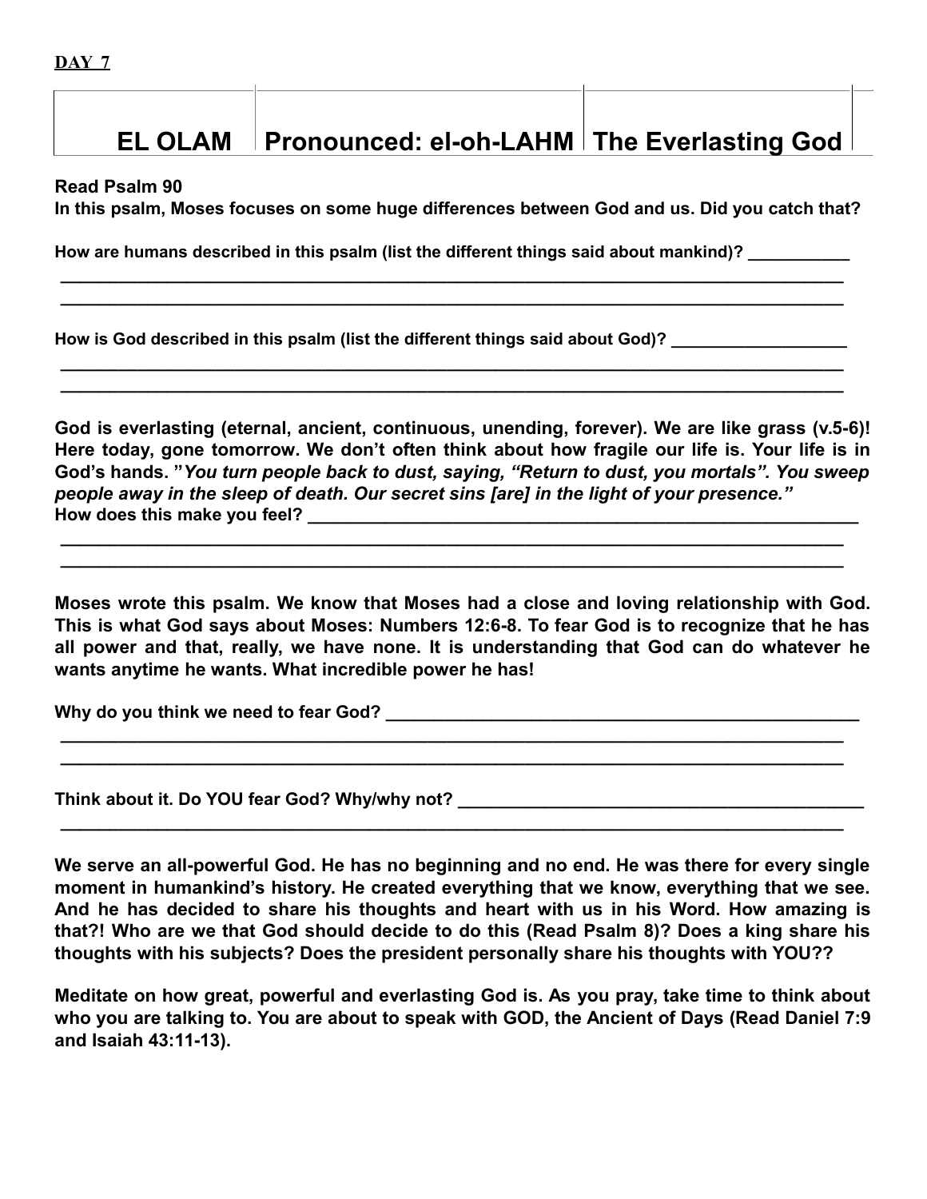**DAY 7**

| EL OLAM | Pronounced: el-oh-LAHM | The Everlasting God |
|---|---|---|

**Read Psalm 90**

**In this psalm, Moses focuses on some huge differences between God and us. Did you catch that?**

**How are humans described in this psalm (list the different things said about mankind)?** ___________

______________________________________________________________________________

______________________________________________________________________________

**How is God described in this psalm (list the different things said about God)?** ___________________

______________________________________________________________________________

______________________________________________________________________________

**God is everlasting (eternal, ancient, continuous, unending, forever). We are like grass (v.5-6)! Here today, gone tomorrow. We don't often think about how fragile our life is. Your life is in God's hands. "*You turn people back to dust, saying, "Return to dust, you mortals". You sweep people away in the sleep of death. Our secret sins [are] in the light of your presence."***

**How does this make you feel?** _____________________________________________________________

______________________________________________________________________________

______________________________________________________________________________

**Moses wrote this psalm. We know that Moses had a close and loving relationship with God. This is what God says about Moses: Numbers 12:6-8. To fear God is to recognize that he has all power and that, really, we have none. It is understanding that God can do whatever he wants anytime he wants. What incredible power he has!**

**Why do you think we need to fear God?** ____________________________________________________

______________________________________________________________________________

______________________________________________________________________________

**Think about it. Do YOU fear God? Why/why not?** ____________________________________________

______________________________________________________________________________

**We serve an all-powerful God. He has no beginning and no end. He was there for every single moment in humankind's history. He created everything that we know, everything that we see. And he has decided to share his thoughts and heart with us in his Word. How amazing is that?! Who are we that God should decide to do this (Read Psalm 8)? Does a king share his thoughts with his subjects? Does the president personally share his thoughts with YOU??**

**Meditate on how great, powerful and everlasting God is. As you pray, take time to think about who you are talking to. You are about to speak with GOD, the Ancient of Days (Read Daniel 7:9 and Isaiah 43:11-13).**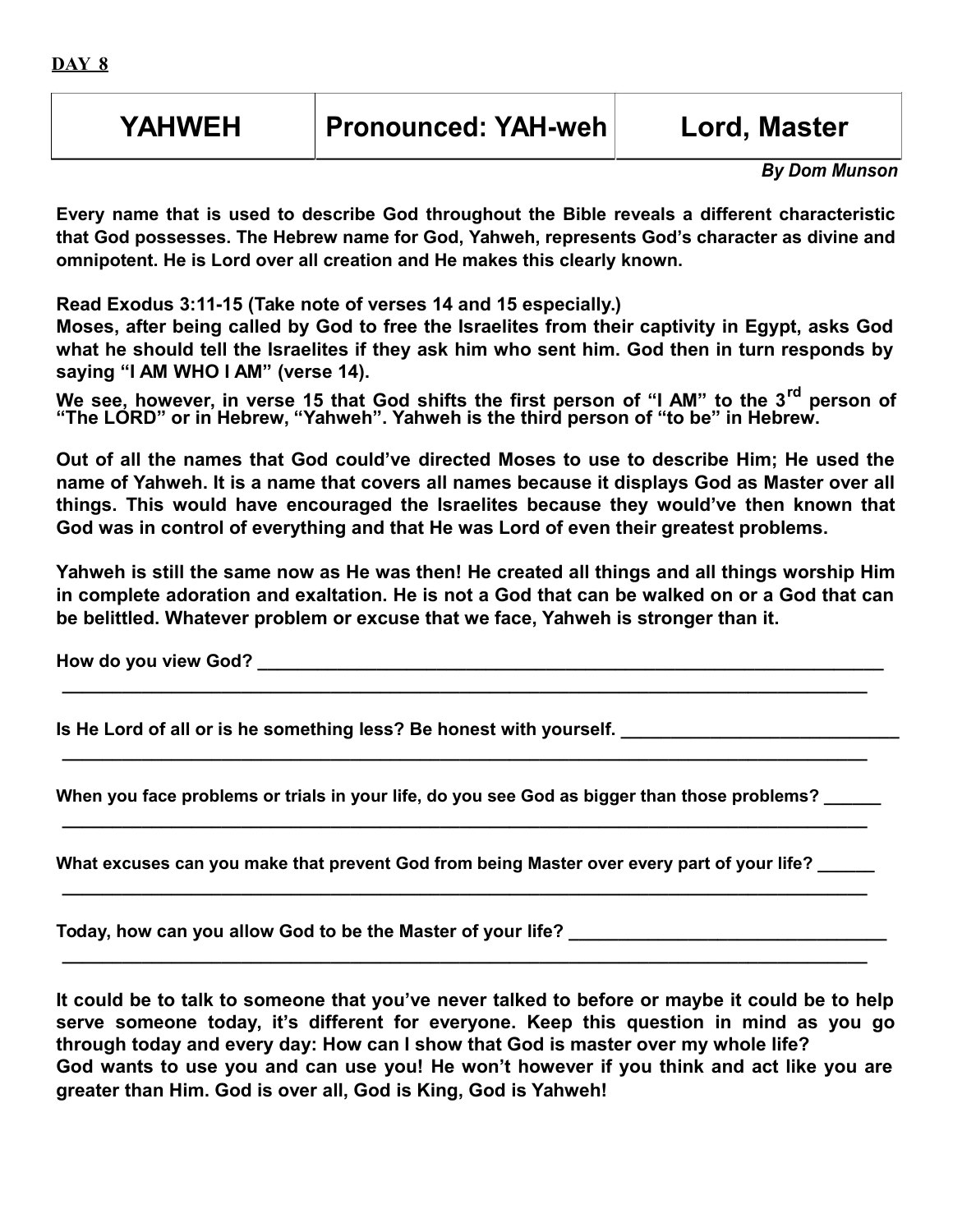**DAY 8**

| YAHWEH | Pronounced: YAH-weh | Lord, Master |
|---|---|---|

***By Dom Munson***

**Every name that is used to describe God throughout the Bible reveals a different characteristic that God possesses. The Hebrew name for God, Yahweh, represents God's character as divine and omnipotent. He is Lord over all creation and He makes this clearly known.**

**Read Exodus 3:11-15 (Take note of verses 14 and 15 especially.)**
**Moses, after being called by God to free the Israelites from their captivity in Egypt, asks God what he should tell the Israelites if they ask him who sent him. God then in turn responds by saying "I AM WHO I AM" (verse 14).**

**We see, however, in verse 15 that God shifts the first person of "I AM" to the 3rd person of "The LORD" or in Hebrew, "Yahweh". Yahweh is the third person of "to be" in Hebrew.**

**Out of all the names that God could've directed Moses to use to describe Him; He used the name of Yahweh. It is a name that covers all names because it displays God as Master over all things. This would have encouraged the Israelites because they would've then known that God was in control of everything and that He was Lord of even their greatest problems.**

**Yahweh is still the same now as He was then! He created all things and all things worship Him in complete adoration and exaltation. He is not a God that can be walked on or a God that can be belittled. Whatever problem or excuse that we face, Yahweh is stronger than it.**

**How do you view God?** ______________________________________________________________
______________________________________________________________________________

**Is He Lord of all or is he something less? Be honest with yourself.** ___________________________
______________________________________________________________________________

**When you face problems or trials in your life, do you see God as bigger than those problems?** ______
______________________________________________________________________________

**What excuses can you make that prevent God from being Master over every part of your life?** ______
______________________________________________________________________________

**Today, how can you allow God to be the Master of your life?** ______________________________
______________________________________________________________________________

**It could be to talk to someone that you've never talked to before or maybe it could be to help serve someone today, it's different for everyone. Keep this question in mind as you go through today and every day: How can I show that God is master over my whole life?**
**God wants to use you and can use you! He won't however if you think and act like you are greater than Him. God is over all, God is King, God is Yahweh!**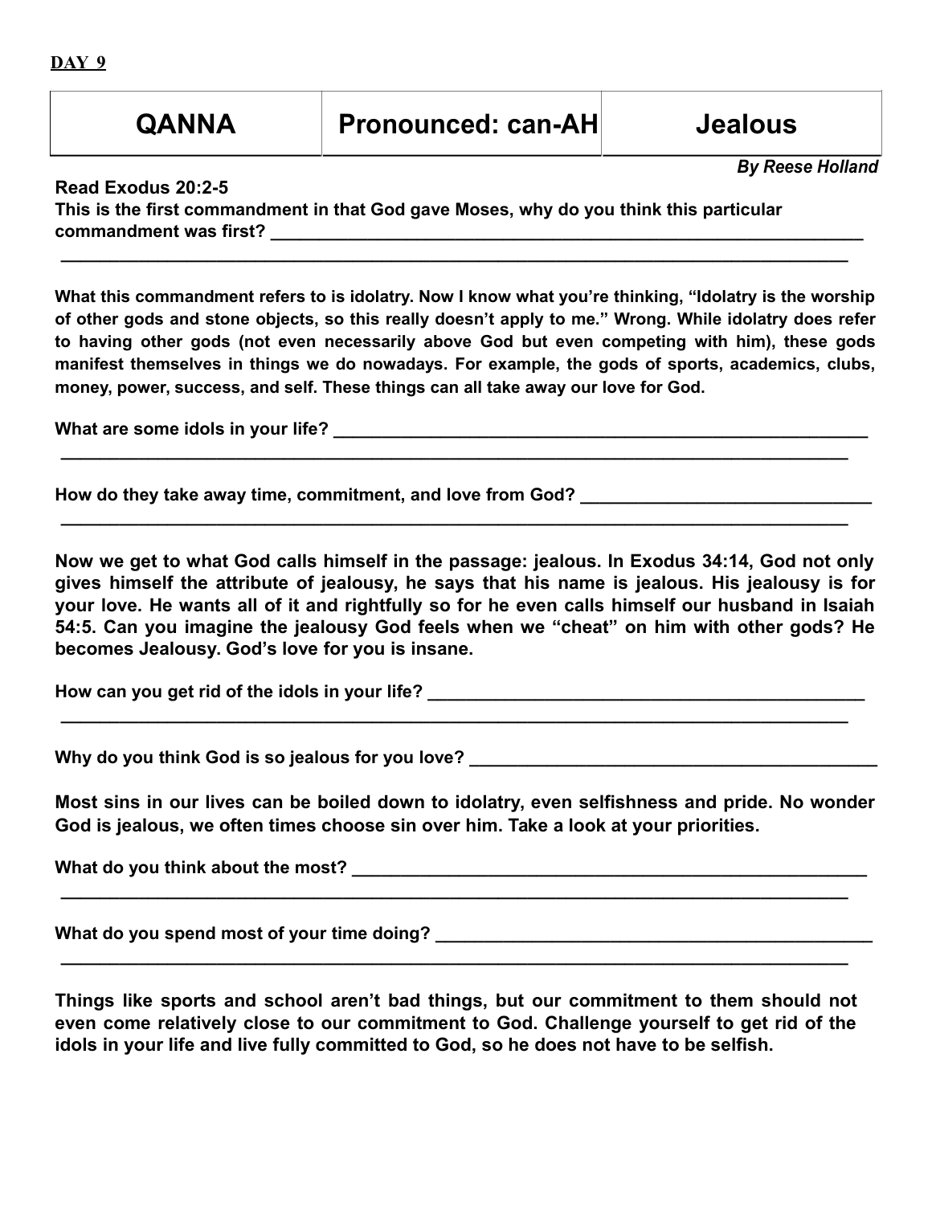**DAY 9**

| QANNA | Pronounced: can-AH | Jealous |
|---|---|---|

***By Reese Holland***

**Read Exodus 20:2-5**

**This is the first commandment in that God gave Moses, why do you think this particular commandment was first? ___________________________________________________________________**

**___________________________________________________________________________________**

**What this commandment refers to is idolatry. Now I know what you're thinking, "Idolatry is the worship of other gods and stone objects, so this really doesn't apply to me." Wrong. While idolatry does refer to having other gods (not even necessarily above God but even competing with him), these gods manifest themselves in things we do nowadays. For example, the gods of sports, academics, clubs, money, power, success, and self. These things can all take away our love for God.**

**What are some idols in your life? _______________________________________________________**

**___________________________________________________________________________________**

**How do they take away time, commitment, and love from God? ______________________________**

**___________________________________________________________________________________**

**Now we get to what God calls himself in the passage: jealous. In Exodus 34:14, God not only gives himself the attribute of jealousy, he says that his name is jealous. His jealousy is for your love. He wants all of it and rightfully so for he even calls himself our husband in Isaiah 54:5. Can you imagine the jealousy God feels when we "cheat" on him with other gods? He becomes Jealousy. God's love for you is insane.**

**How can you get rid of the idols in your life? _____________________________________________**

**___________________________________________________________________________________**

**Why do you think God is so jealous for you love? __________________________________________**

**Most sins in our lives can be boiled down to idolatry, even selfishness and pride. No wonder God is jealous, we often times choose sin over him. Take a look at your priorities.**

**What do you think about the most? _____________________________________________________**

**___________________________________________________________________________________**

**What do you spend most of your time doing? _____________________________________________**

**___________________________________________________________________________________**

**Things like sports and school aren't bad things, but our commitment to them should not even come relatively close to our commitment to God. Challenge yourself to get rid of the idols in your life and live fully committed to God, so he does not have to be selfish.**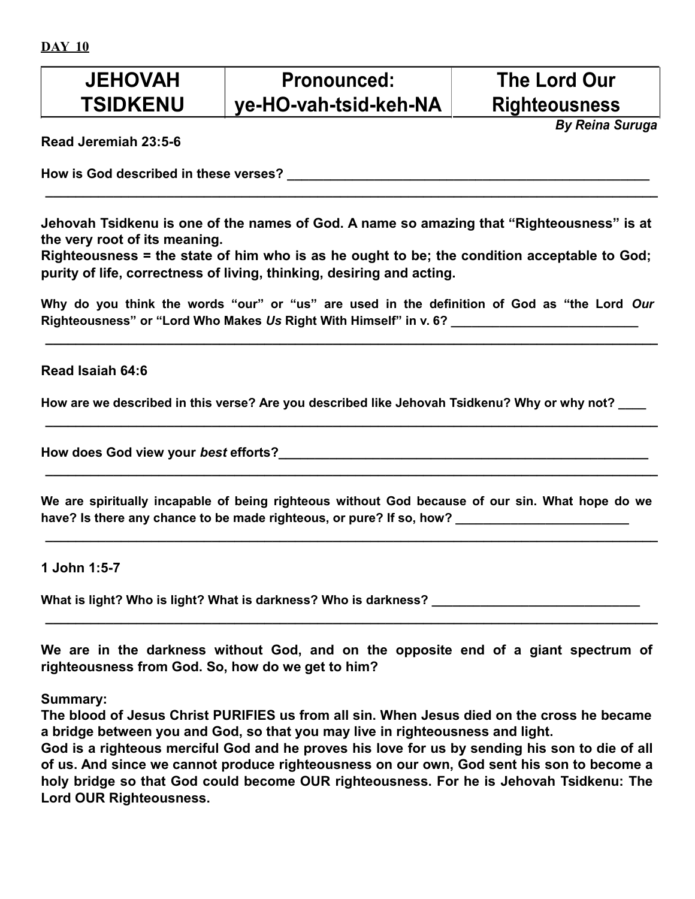**DAY 10**

| JEHOVAH TSIDKENU | Pronounced: ye-HO-vah-tsid-keh-NA | The Lord Our Righteousness |
| --- | --- | --- |

*By Reina Suruga*

**Read Jeremiah 23:5-6**

**How is God described in these verses?** ___________________________________________________

_____________________________________________________________________________________

**Jehovah Tsidkenu is one of the names of God. A name so amazing that "Righteousness" is at the very root of its meaning.**
**Righteousness = the state of him who is as he ought to be; the condition acceptable to God; purity of life, correctness of living, thinking, desiring and acting.**

**Why do you think the words "our" or "us" are used in the definition of God as "the Lord *Our* Righteousness" or "Lord Who Makes *Us* Right With Himself" in v. 6?** ___________________________

_____________________________________________________________________________________

**Read Isaiah 64:6**

**How are we described in this verse? Are you described like Jehovah Tsidkenu? Why or why not?** ____

_____________________________________________________________________________________

**How does God view your *best* efforts?**_________________________________________________________

_____________________________________________________________________________________

**We are spiritually incapable of being righteous without God because of our sin. What hope do we have? Is there any chance to be made righteous, or pure? If so, how?** _________________________

_____________________________________________________________________________________

**1 John 1:5-7**

**What is light? Who is light? What is darkness? Who is darkness?** ______________________________

_____________________________________________________________________________________

**We are in the darkness without God, and on the opposite end of a giant spectrum of righteousness from God. So, how do we get to him?**

**Summary:**
**The blood of Jesus Christ PURIFIES us from all sin. When Jesus died on the cross he became a bridge between you and God, so that you may live in righteousness and light.**
**God is a righteous merciful God and he proves his love for us by sending his son to die of all of us. And since we cannot produce righteousness on our own, God sent his son to become a holy bridge so that God could become OUR righteousness. For he is Jehovah Tsidkenu: The Lord OUR Righteousness.**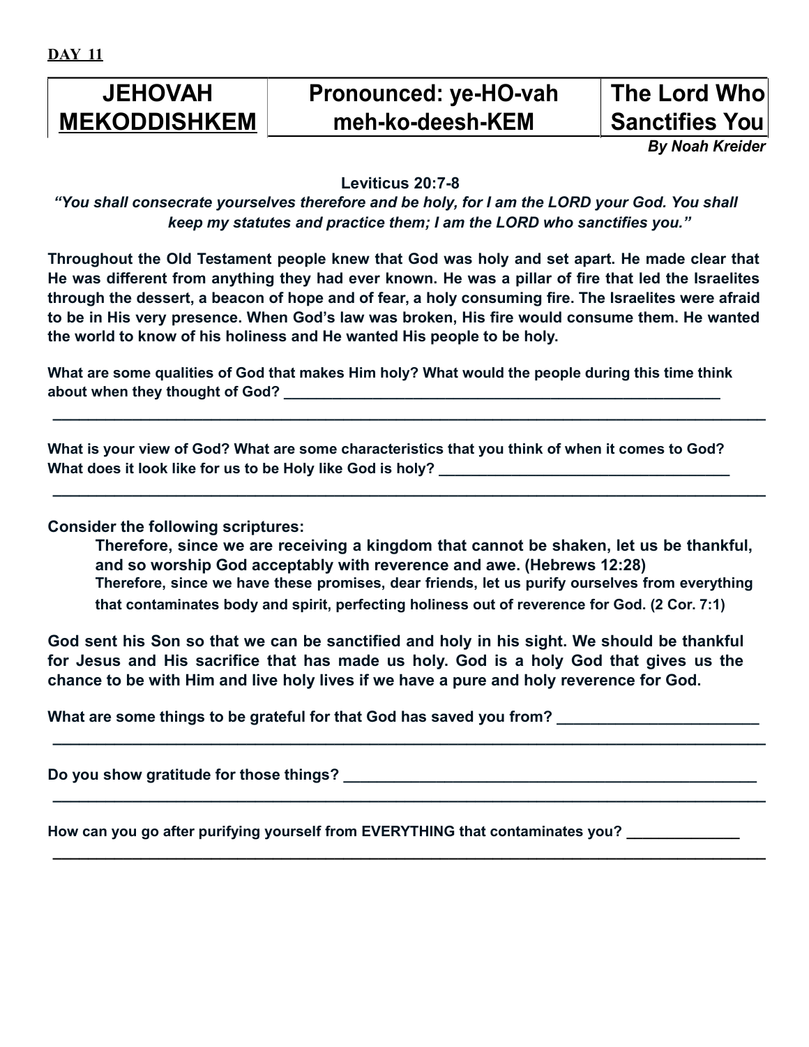**DAY 11**

| JEHOVAH MEKODDISHKEM | Pronounced: ye-HO-vah meh-ko-deesh-KEM | The Lord Who Sanctifies You |
|---|---|---|

***By Noah Kreider***

**Leviticus 20:7-8**

***"You shall consecrate yourselves therefore and be holy, for I am the LORD your God. You shall keep my statutes and practice them; I am the LORD who sanctifies you."***

**Throughout the Old Testament people knew that God was holy and set apart. He made clear that He was different from anything they had ever known. He was a pillar of fire that led the Israelites through the dessert, a beacon of hope and of fear, a holy consuming fire. The Israelites were afraid to be in His very presence. When God's law was broken, His fire would consume them. He wanted the world to know of his holiness and He wanted His people to be holy.**

**What are some qualities of God that makes Him holy? What would the people during this time think about when they thought of God?** ___________________________________________________________

___________________________________________________________________________________________

**What is your view of God? What are some characteristics that you think of when it comes to God? What does it look like for us to be Holy like God is holy?** ______________________________________

___________________________________________________________________________________________

**Consider the following scriptures:**

> **Therefore, since we are receiving a kingdom that cannot be shaken, let us be thankful, and so worship God acceptably with reverence and awe. (Hebrews 12:28)**
>
> **Therefore, since we have these promises, dear friends, let us purify ourselves from everything that contaminates body and spirit, perfecting holiness out of reverence for God. (2 Cor. 7:1)**

**God sent his Son so that we can be sanctified and holy in his sight. We should be thankful for Jesus and His sacrifice that has made us holy. God is a holy God that gives us the chance to be with Him and live holy lives if we have a pure and holy reverence for God.**

**What are some things to be grateful for that God has saved you from?** _________________________

___________________________________________________________________________________________

**Do you show gratitude for those things?** _____________________________________________________

___________________________________________________________________________________________

**How can you go after purifying yourself from EVERYTHING that contaminates you?** ______________

___________________________________________________________________________________________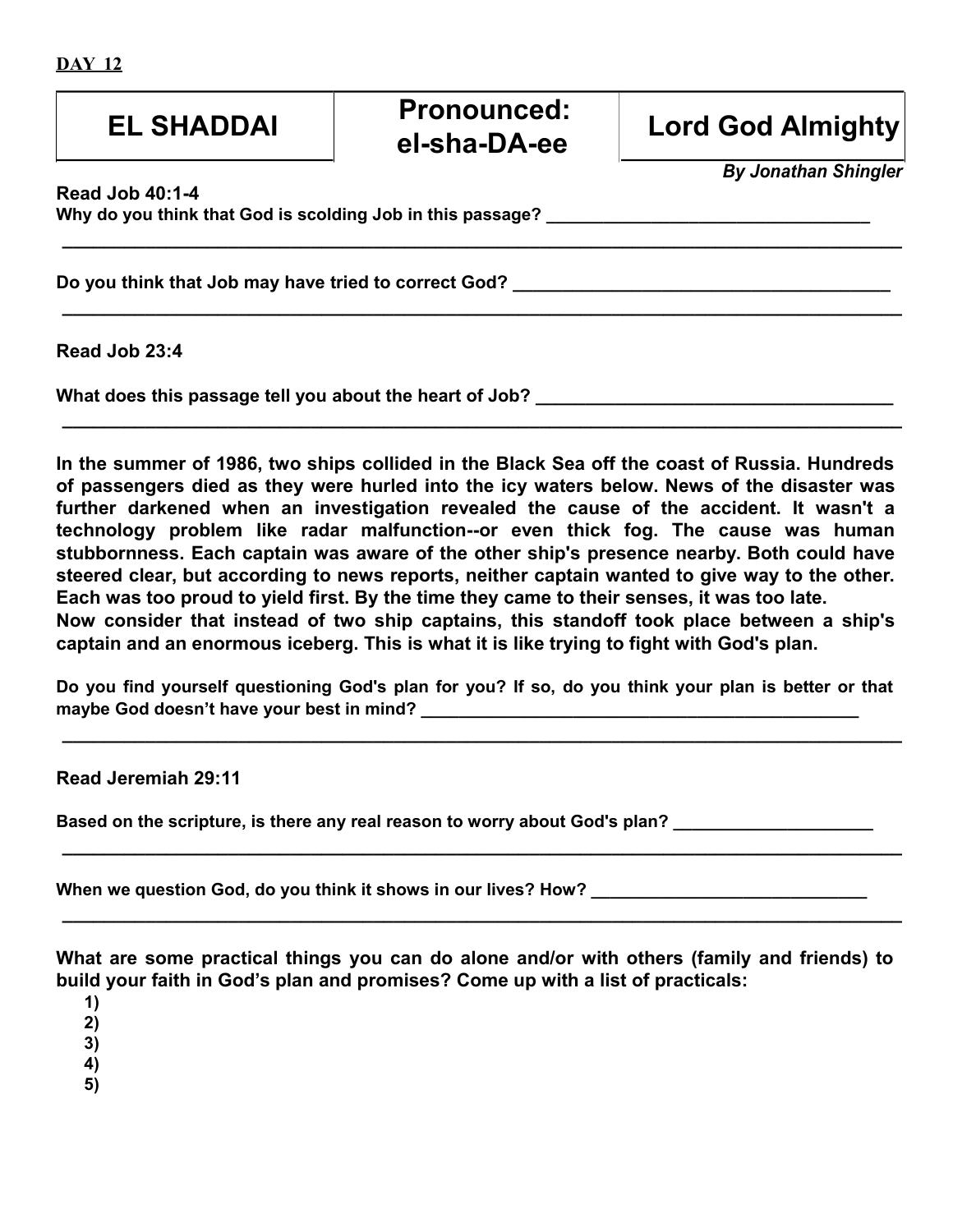**DAY 12**

| EL SHADDAI | Pronounced: el-sha-DA-ee | Lord God Almighty |
|---|---|---|

***By Jonathan Shingler***

**Read Job 40:1-4**

**Why do you think that God is scolding Job in this passage?** ___________________________________

___________________________________________________________________________________

**Do you think that Job may have tried to correct God?** ________________________________________

___________________________________________________________________________________

**Read Job 23:4**

**What does this passage tell you about the heart of Job?** _____________________________________

___________________________________________________________________________________

**In the summer of 1986, two ships collided in the Black Sea off the coast of Russia. Hundreds of passengers died as they were hurled into the icy waters below. News of the disaster was further darkened when an investigation revealed the cause of the accident. It wasn't a technology problem like radar malfunction--or even thick fog. The cause was human stubbornness. Each captain was aware of the other ship's presence nearby. Both could have steered clear, but according to news reports, neither captain wanted to give way to the other. Each was too proud to yield first. By the time they came to their senses, it was too late.**
**Now consider that instead of two ship captains, this standoff took place between a ship's captain and an enormous iceberg. This is what it is like trying to fight with God's plan.**

**Do you find yourself questioning God's plan for you? If so, do you think your plan is better or that maybe God doesn't have your best in mind?** ________________________________________________

___________________________________________________________________________________

**Read Jeremiah 29:11**

**Based on the scripture, is there any real reason to worry about God's plan?** _____________________

___________________________________________________________________________________

**When we question God, do you think it shows in our lives? How?** ______________________________

___________________________________________________________________________________

**What are some practical things you can do alone and/or with others (family and friends) to build your faith in God's plan and promises? Come up with a list of practicals:**

1)
2)
3)
4)
5)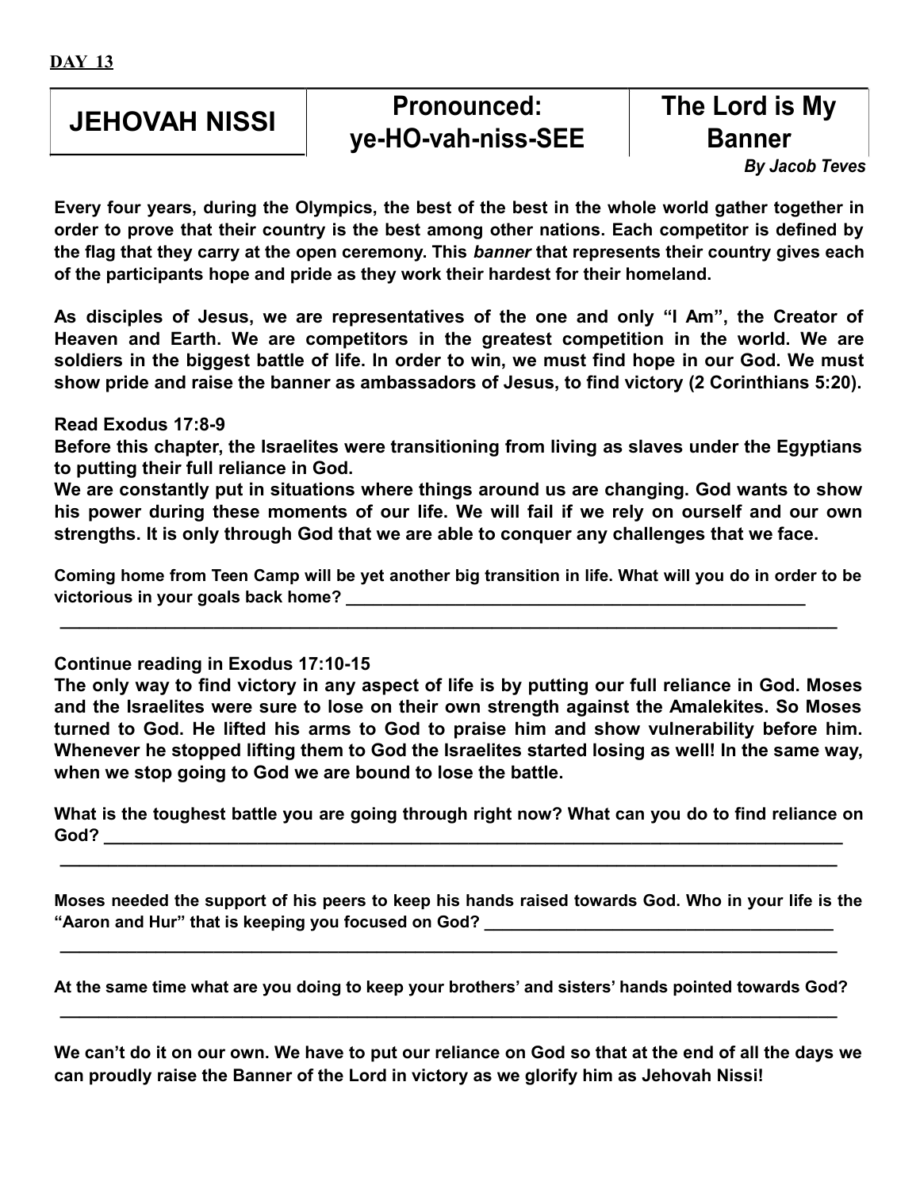**DAY 13**

| JEHOVAH NISSI | Pronounced: ye-HO-vah-niss-SEE | The Lord is My Banner |
|---|---|---|

*By Jacob Teves*

**Every four years, during the Olympics, the best of the best in the whole world gather together in order to prove that their country is the best among other nations. Each competitor is defined by the flag that they carry at the open ceremony. This *banner* that represents their country gives each of the participants hope and pride as they work their hardest for their homeland.**

**As disciples of Jesus, we are representatives of the one and only "I Am", the Creator of Heaven and Earth. We are competitors in the greatest competition in the world. We are soldiers in the biggest battle of life. In order to win, we must find hope in our God. We must show pride and raise the banner as ambassadors of Jesus, to find victory (2 Corinthians 5:20).**

**Read Exodus 17:8-9**
**Before this chapter, the Israelites were transitioning from living as slaves under the Egyptians to putting their full reliance in God.**
**We are constantly put in situations where things around us are changing. God wants to show his power during these moments of our life. We will fail if we rely on ourself and our own strengths. It is only through God that we are able to conquer any challenges that we face.**

**Coming home from Teen Camp will be yet another big transition in life. What will you do in order to be victorious in your goals back home? ____________________________________________________**

**________________________________________________________________________________________**

**Continue reading in Exodus 17:10-15**
**The only way to find victory in any aspect of life is by putting our full reliance in God. Moses and the Israelites were sure to lose on their own strength against the Amalekites. So Moses turned to God. He lifted his arms to God to praise him and show vulnerability before him. Whenever he stopped lifting them to God the Israelites started losing as well! In the same way, when we stop going to God we are bound to lose the battle.**

**What is the toughest battle you are going through right now? What can you do to find reliance on God? ____________________________________________________________________________________**

**________________________________________________________________________________________**

**Moses needed the support of his peers to keep his hands raised towards God. Who in your life is the "Aaron and Hur" that is keeping you focused on God? ______________________________________**

**________________________________________________________________________________________**

**At the same time what are you doing to keep your brothers' and sisters' hands pointed towards God?**

**________________________________________________________________________________________**

**We can't do it on our own. We have to put our reliance on God so that at the end of all the days we can proudly raise the Banner of the Lord in victory as we glorify him as Jehovah Nissi!**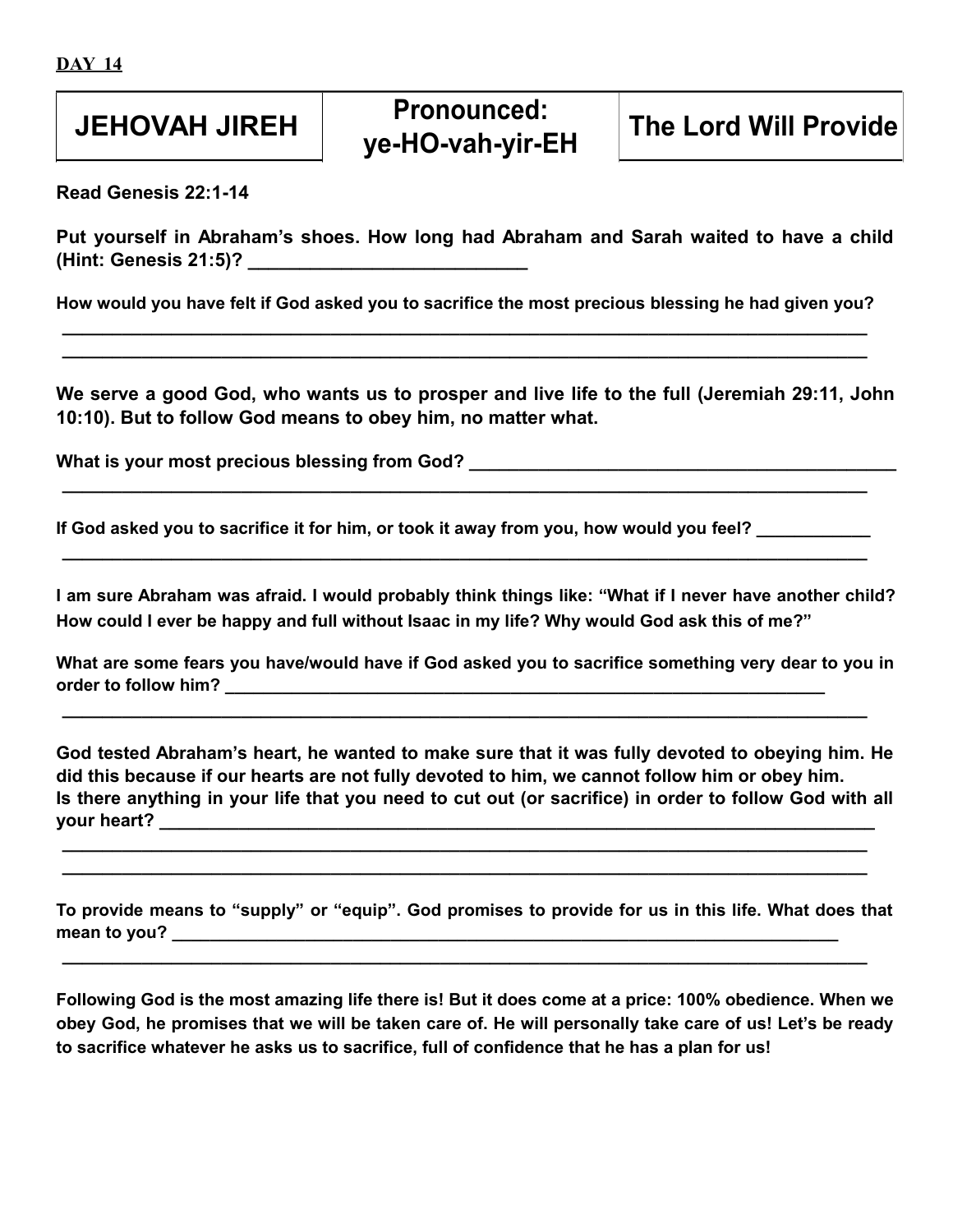**DAY 14**

| JEHOVAH JIREH | Pronounced: ye-HO-vah-yir-EH | The Lord Will Provide |
| --- | --- | --- |

**Read Genesis 22:1-14**

**Put yourself in Abraham's shoes. How long had Abraham and Sarah waited to have a child (Hint: Genesis 21:5)? ___________________________**

**How would you have felt if God asked you to sacrifice the most precious blessing he had given you?**

**_____________________________________________________________________________________**

**_____________________________________________________________________________________**

**We serve a good God, who wants us to prosper and live life to the full (Jeremiah 29:11, John 10:10). But to follow God means to obey him, no matter what.**

**What is your most precious blessing from God? _____________________________________________**

**_____________________________________________________________________________________**

**If God asked you to sacrifice it for him, or took it away from you, how would you feel? ____________**

**_____________________________________________________________________________________**

**I am sure Abraham was afraid. I would probably think things like: "What if I never have another child? How could I ever be happy and full without Isaac in my life? Why would God ask this of me?"**

**What are some fears you have/would have if God asked you to sacrifice something very dear to you in order to follow him? __________________________________________________________________**

**_____________________________________________________________________________________**

**God tested Abraham's heart, he wanted to make sure that it was fully devoted to obeying him. He did this because if our hearts are not fully devoted to him, we cannot follow him or obey him.**
**Is there anything in your life that you need to cut out (or sacrifice) in order to follow God with all your heart? ____________________________________________________________________________**

**_____________________________________________________________________________________**

**_____________________________________________________________________________________**

**To provide means to "supply" or "equip". God promises to provide for us in this life. What does that mean to you? ____________________________________________________________________________**

**_____________________________________________________________________________________**

**Following God is the most amazing life there is! But it does come at a price: 100% obedience. When we obey God, he promises that we will be taken care of. He will personally take care of us! Let's be ready to sacrifice whatever he asks us to sacrifice, full of confidence that he has a plan for us!**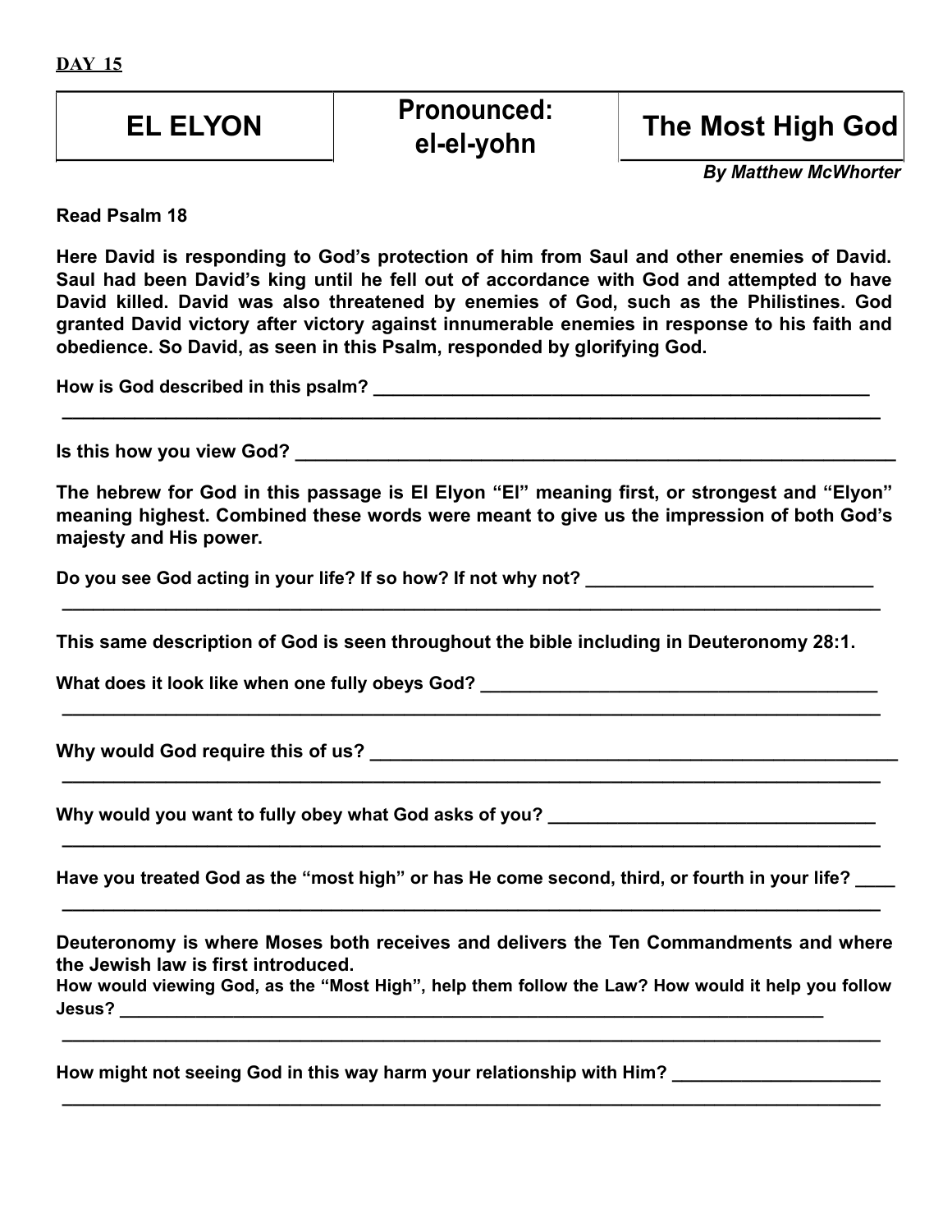**DAY 15**

| EL ELYON | Pronounced: el-el-yohn | The Most High God |
|---|---|---|

***By Matthew McWhorter***

**Read Psalm 18**

**Here David is responding to God's protection of him from Saul and other enemies of David. Saul had been David's king until he fell out of accordance with God and attempted to have David killed. David was also threatened by enemies of God, such as the Philistines. God granted David victory after victory against innumerable enemies in response to his faith and obedience. So David, as seen in this Psalm, responded by glorifying God.**

**How is God described in this psalm?** ____________________________________________________
__________________________________________________________________________________

**Is this how you view God?** ________________________________________________________________

**The hebrew for God in this passage is El Elyon "El" meaning first, or strongest and "Elyon" meaning highest. Combined these words were meant to give us the impression of both God's majesty and His power.**

**Do you see God acting in your life? If so how? If not why not?** _____________________________
__________________________________________________________________________________

**This same description of God is seen throughout the bible including in Deuteronomy 28:1.**

**What does it look like when one fully obeys God?** ________________________________________
__________________________________________________________________________________

**Why would God require this of us?** ______________________________________________________
__________________________________________________________________________________

**Why would you want to fully obey what God asks of you?** _________________________________
__________________________________________________________________________________

**Have you treated God as the "most high" or has He come second, third, or fourth in your life?** ____
__________________________________________________________________________________

**Deuteronomy is where Moses both receives and delivers the Ten Commandments and where the Jewish law is first introduced.**
**How would viewing God, as the "Most High", help them follow the Law? How would it help you follow Jesus?** ______________________________________________________________________________
__________________________________________________________________________________

**How might not seeing God in this way harm your relationship with Him?** _____________________
__________________________________________________________________________________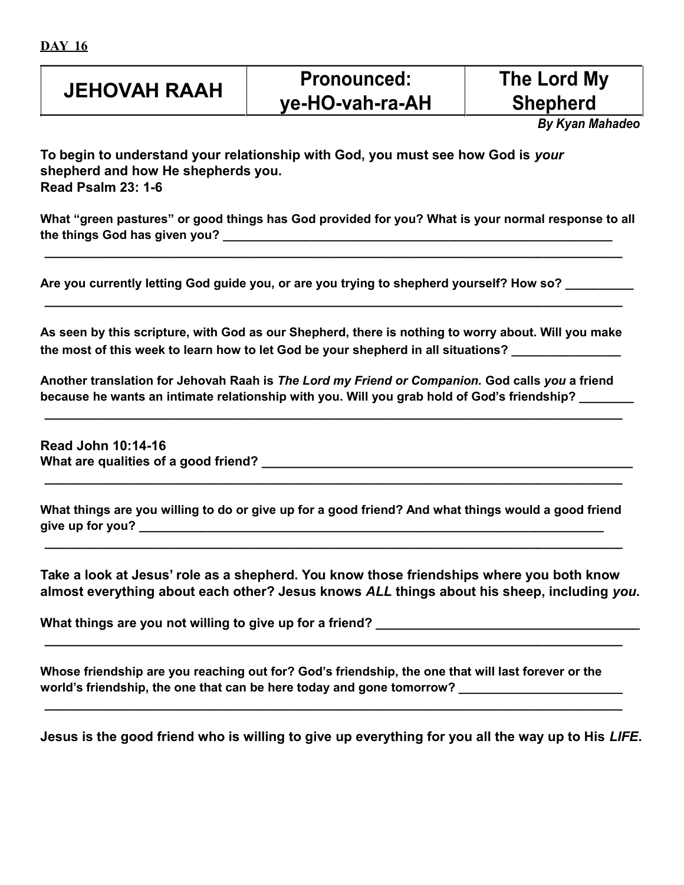**DAY 16**

| JEHOVAH RAAH | Pronounced: ye-HO-vah-ra-AH | The Lord My Shepherd |
|---|---|---|

*By Kyan Mahadeo*

**To begin to understand your relationship with God, you must see how God is *your* shepherd and how He shepherds you.**
**Read Psalm 23: 1-6**

**What "green pastures" or good things has God provided for you? What is your normal response to all the things God has given you? ___________________________________________________________**
**_____________________________________________________________________________________**

**Are you currently letting God guide you, or are you trying to shepherd yourself? How so? __________**
**_____________________________________________________________________________________**

**As seen by this scripture, with God as our Shepherd, there is nothing to worry about. Will you make the most of this week to learn how to let God be your shepherd in all situations? ________________**

**Another translation for Jehovah Raah is *The Lord my Friend or Companion.* God calls *you* a friend because he wants an intimate relationship with you. Will you grab hold of God's friendship? ________**
**_____________________________________________________________________________________**

**Read John 10:14-16**
**What are qualities of a good friend? ______________________________________________________**
**_____________________________________________________________________________________**

**What things are you willing to do or give up for a good friend? And what things would a good friend give up for you? _________________________________________________________________________**
**_____________________________________________________________________________________**

**Take a look at Jesus' role as a shepherd. You know those friendships where you both know almost everything about each other? Jesus knows *ALL* things about his sheep, including *you*.**

**What things are you not willing to give up for a friend? _______________________________________**
**_____________________________________________________________________________________**

**Whose friendship are you reaching out for? God's friendship, the one that will last forever or the world's friendship, the one that can be here today and gone tomorrow? ________________________**
**_____________________________________________________________________________________**

**Jesus is the good friend who is willing to give up everything for you all the way up to His *LIFE*.**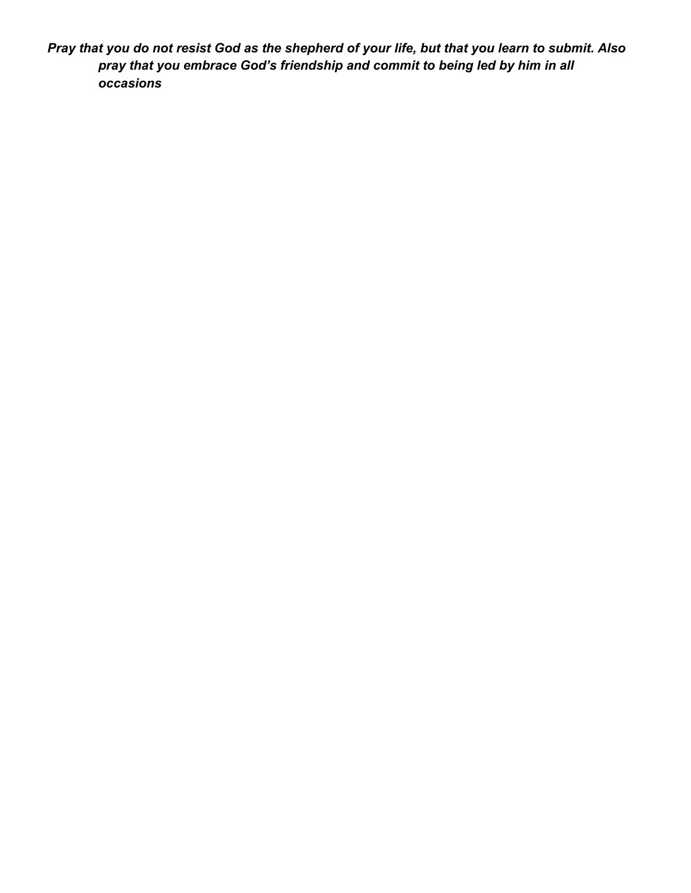***Pray that you do not resist God as the shepherd of your life, but that you learn to submit. Also pray that you embrace God's friendship and commit to being led by him in all occasions***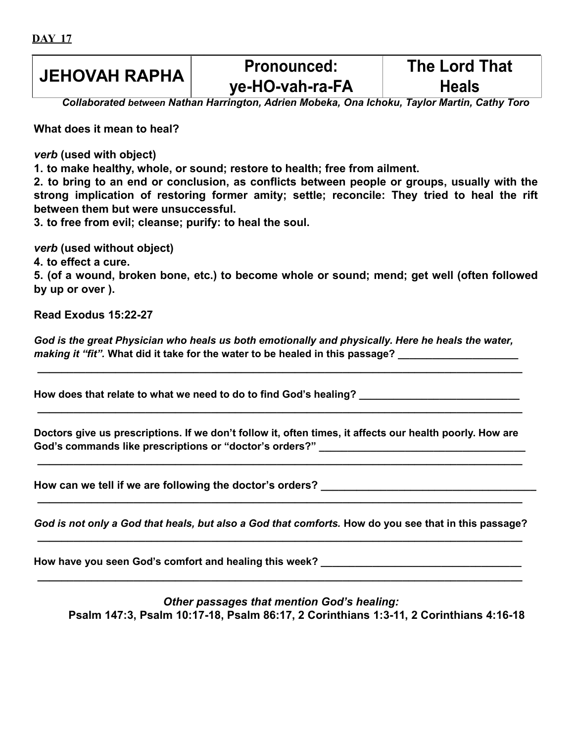**DAY 17**

| JEHOVAH RAPHA | Pronounced: ye-HO-vah-ra-FA | The Lord That Heals |
|---|---|---|

***Collaborated** between **Nathan Harrington, Adrien Mobeka, Ona Ichoku, Taylor Martin, Cathy Toro***

**What does it mean to heal?**

***verb* (used with object)**

**1. to make healthy, whole, or sound; restore to health; free from ailment.**

**2. to bring to an end or conclusion, as conflicts between people or groups, usually with the strong implication of restoring former amity; settle; reconcile: They tried to heal the rift between them but were unsuccessful.**

**3. to free from evil; cleanse; purify: to heal the soul.**

***verb* (used without object)**

**4. to effect a cure.**

**5. (of a wound, broken bone, etc.) to become whole or sound; mend; get well (often followed by up or over ).**

**Read Exodus 15:22-27**

***God is the great Physician who heals us both emotionally and physically. Here he heals the water, making it "fit".*** **What did it take for the water to be healed in this passage? ____________________**

**________________________________________________________________________________**

**How does that relate to what we need to do to find God's healing? ____________________________**

**________________________________________________________________________________**

**Doctors give us prescriptions. If we don't follow it, often times, it affects our health poorly. How are God's commands like prescriptions or "doctor's orders?" ___________________________________**

**________________________________________________________________________________**

**How can we tell if we are following the doctor's orders? ____________________________________**

**________________________________________________________________________________**

***God is not only a God that heals, but also a God that comforts.*** **How do you see that in this passage?**

**________________________________________________________________________________**

**How have you seen God's comfort and healing this week? __________________________________**

**________________________________________________________________________________**

***Other passages that mention God's healing:***

**Psalm 147:3, Psalm 10:17-18, Psalm 86:17, 2 Corinthians 1:3-11, 2 Corinthians 4:16-18**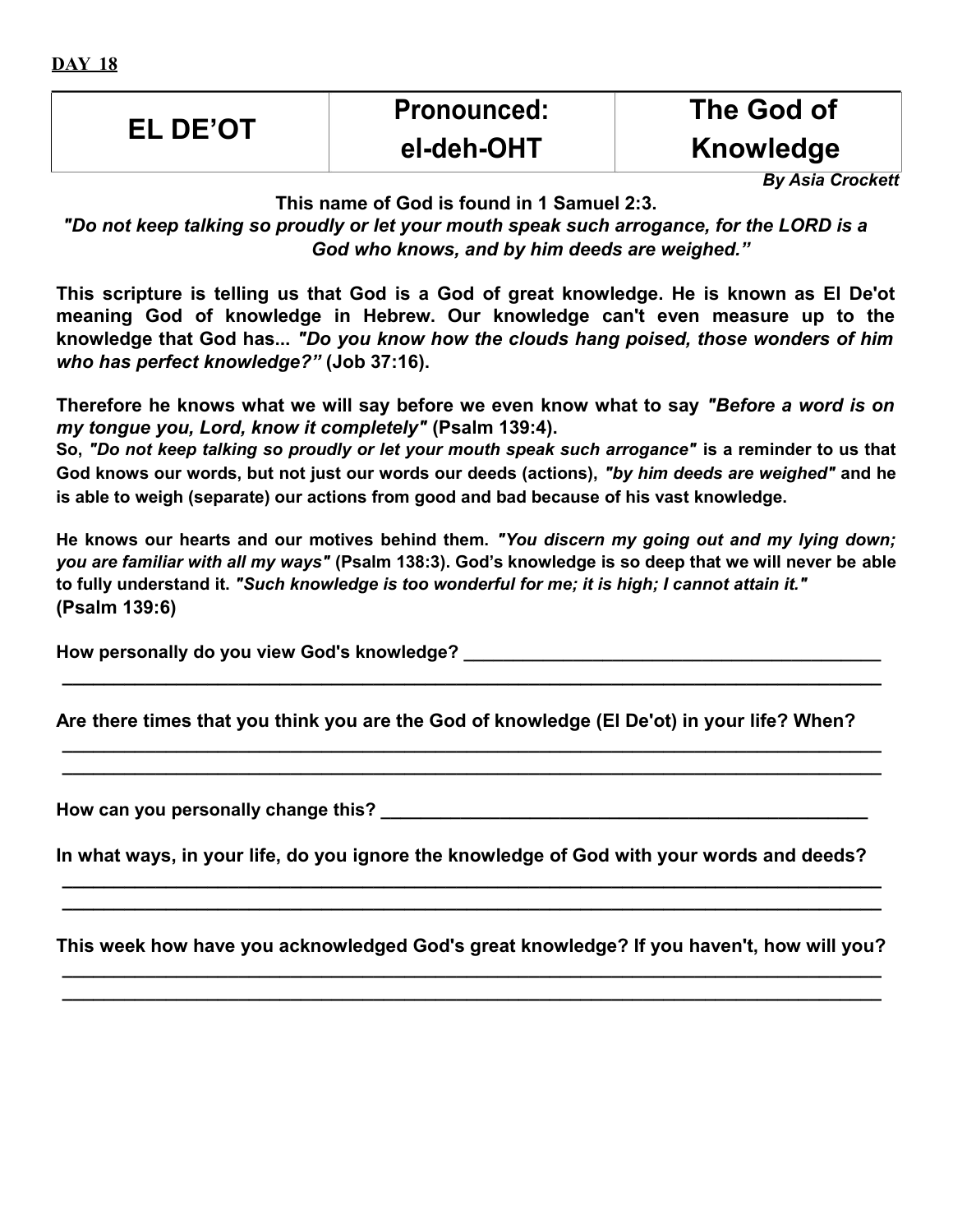**DAY 18**

| EL DE'OT | Pronounced: el-deh-OHT | The God of Knowledge |
|---|---|---|

***By Asia Crockett***

**This name of God is found in 1 Samuel 2:3.**

***"Do not keep talking so proudly or let your mouth speak such arrogance, for the LORD is a God who knows, and by him deeds are weighed."***

**This scripture is telling us that God is a God of great knowledge. He is known as El De'ot meaning God of knowledge in Hebrew. Our knowledge can't even measure up to the knowledge that God has...** ***"Do you know how the clouds hang poised, those wonders of him who has perfect knowledge?"*** **(Job 37:16).**

**Therefore he knows what we will say before we even know what to say** ***"Before a word is on my tongue you, Lord, know it completely"*** **(Psalm 139:4).**

**So,** ***"Do not keep talking so proudly or let your mouth speak such arrogance"*** **is a reminder to us that God knows our words, but not just our words our deeds (actions),** ***"by him deeds are weighed"*** **and he is able to weigh (separate) our actions from good and bad because of his vast knowledge.**

**He knows our hearts and our motives behind them.** ***"You discern my going out and my lying down; you are familiar with all my ways"*** **(Psalm 138:3). God's knowledge is so deep that we will never be able to fully understand it.** ***"Such knowledge is too wonderful for me; it is high; I cannot attain it."*** **(Psalm 139:6)**

**How personally do you view God's knowledge?** ____________________________________________

________________________________________________________________________________

**Are there times that you think you are the God of knowledge (El De'ot) in your life? When?**

________________________________________________________________________________

________________________________________________________________________________

**How can you personally change this?** ____________________________________________________

**In what ways, in your life, do you ignore the knowledge of God with your words and deeds?**

________________________________________________________________________________

________________________________________________________________________________

**This week how have you acknowledged God's great knowledge? If you haven't, how will you?**

________________________________________________________________________________

________________________________________________________________________________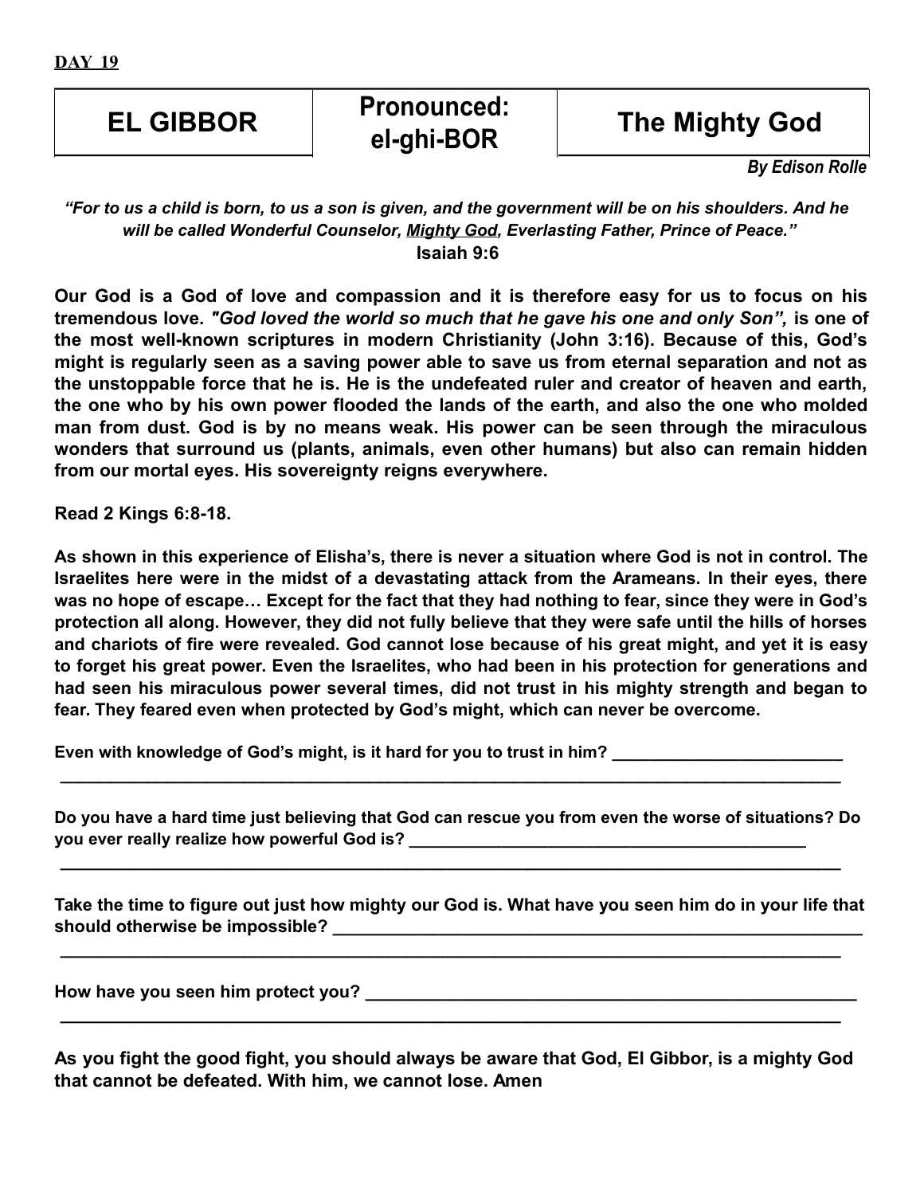**DAY 19**

| EL GIBBOR | Pronounced: el-ghi-BOR | The Mighty God |
|---|---|---|

***By Edison Rolle***

*"For to us a child is born, to us a son is given, and the government will be on his shoulders. And he will be called Wonderful Counselor, Mighty God, Everlasting Father, Prince of Peace."*
**Isaiah 9:6**

**Our God is a God of love and compassion and it is therefore easy for us to focus on his tremendous love. *"God loved the world so much that he gave his one and only Son",* is one of the most well-known scriptures in modern Christianity (John 3:16). Because of this, God's might is regularly seen as a saving power able to save us from eternal separation and not as the unstoppable force that he is. He is the undefeated ruler and creator of heaven and earth, the one who by his own power flooded the lands of the earth, and also the one who molded man from dust. God is by no means weak. His power can be seen through the miraculous wonders that surround us (plants, animals, even other humans) but also can remain hidden from our mortal eyes. His sovereignty reigns everywhere.**

**Read 2 Kings 6:8-18.**

**As shown in this experience of Elisha's, there is never a situation where God is not in control. The Israelites here were in the midst of a devastating attack from the Arameans. In their eyes, there was no hope of escape… Except for the fact that they had nothing to fear, since they were in God's protection all along. However, they did not fully believe that they were safe until the hills of horses and chariots of fire were revealed. God cannot lose because of his great might, and yet it is easy to forget his great power. Even the Israelites, who had been in his protection for generations and had seen his miraculous power several times, did not trust in his mighty strength and began to fear. They feared even when protected by God's might, which can never be overcome.**

**Even with knowledge of God's might, is it hard for you to trust in him?** _________________________
_____________________________________________________________________________________

**Do you have a hard time just believing that God can rescue you from even the worse of situations? Do you ever really realize how powerful God is?** ____________________________________________
_____________________________________________________________________________________

**Take the time to figure out just how mighty our God is. What have you seen him do in your life that should otherwise be impossible?** ____________________________________________________________
_____________________________________________________________________________________

**How have you seen him protect you?** ____________________________________________________
_____________________________________________________________________________________

**As you fight the good fight, you should always be aware that God, El Gibbor, is a mighty God that cannot be defeated. With him, we cannot lose. Amen**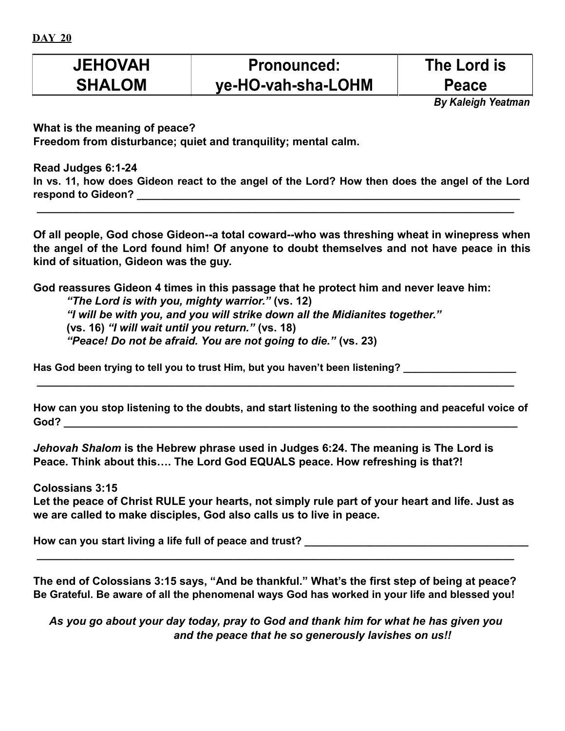**DAY 20**

| JEHOVAH SHALOM | Pronounced: ye-HO-vah-sha-LOHM | The Lord is Peace |
|---|---|---|

*By Kaleigh Yeatman*

**What is the meaning of peace?**
**Freedom from disturbance; quiet and tranquility; mental calm.**

**Read Judges 6:1-24**
**In vs. 11, how does Gideon react to the angel of the Lord? How then does the angel of the Lord respond to Gideon? ______________________________________________________________________**
**______________________________________________________________________________**

**Of all people, God chose Gideon--a total coward--who was threshing wheat in winepress when the angel of the Lord found him! Of anyone to doubt themselves and not have peace in this kind of situation, Gideon was the guy.**

**God reassures Gideon 4 times in this passage that he protect him and never leave him:**

> ***"The Lord is with you, mighty warrior."*** **(vs. 12)**
> ***"I will be with you, and you will strike down all the Midianites together."***
> **(vs. 16)** ***"I will wait until you return."*** **(vs. 18)**
> ***"Peace! Do not be afraid. You are not going to die."*** **(vs. 23)**

**Has God been trying to tell you to trust Him, but you haven't been listening? ____________________**
**______________________________________________________________________________**

**How can you stop listening to the doubts, and start listening to the soothing and peaceful voice of God? ______________________________________________________________________________**

***Jehovah Shalom*** **is the Hebrew phrase used in Judges 6:24. The meaning is The Lord is Peace. Think about this…. The Lord God EQUALS peace. How refreshing is that?!**

**Colossians 3:15**
**Let the peace of Christ RULE your hearts, not simply rule part of your heart and life. Just as we are called to make disciples, God also calls us to live in peace.**

**How can you start living a life full of peace and trust? ______________________________________**
**______________________________________________________________________________**

**The end of Colossians 3:15 says, "And be thankful." What's the first step of being at peace? Be Grateful. Be aware of all the phenomenal ways God has worked in your life and blessed you!**

***As you go about your day today, pray to God and thank him for what he has given you and the peace that he so generously lavishes on us!!***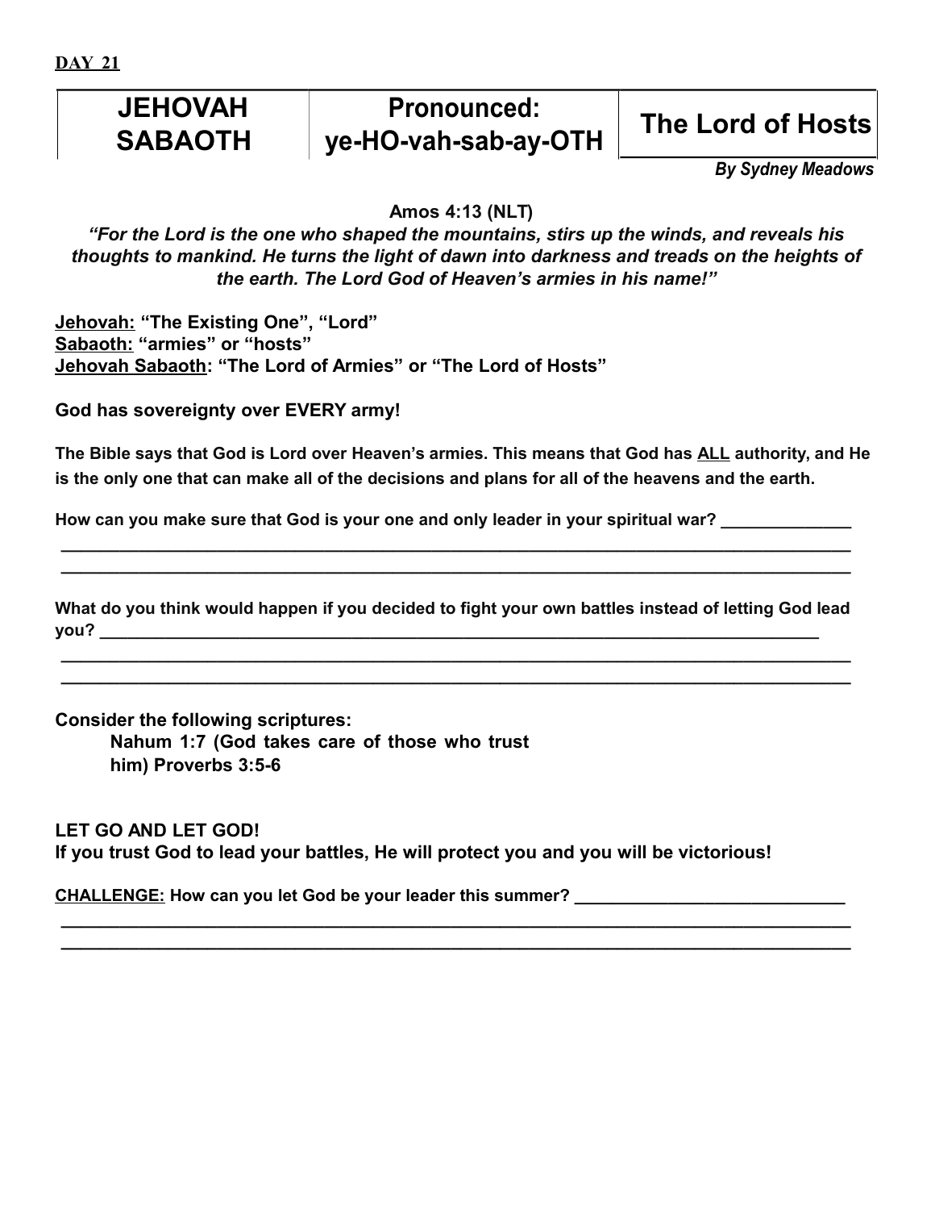**DAY 21**

| JEHOVAH SABAOTH | Pronounced: ye-HO-vah-sab-ay-OTH | The Lord of Hosts |
|---|---|---|

***By Sydney Meadows***

**Amos 4:13 (NLT)**

***"For the Lord is the one who shaped the mountains, stirs up the winds, and reveals his thoughts to mankind. He turns the light of dawn into darkness and treads on the heights of the earth. The Lord God of Heaven's armies in his name!"***

**Jehovah: "The Existing One", "Lord"**
**Sabaoth: "armies" or "hosts"**
**Jehovah Sabaoth: "The Lord of Armies" or "The Lord of Hosts"**

**God has sovereignty over EVERY army!**

**The Bible says that God is Lord over Heaven's armies. This means that God has ALL authority, and He is the only one that can make all of the decisions and plans for all of the heavens and the earth.**

**How can you make sure that God is your one and only leader in your spiritual war?** ______________
_______________________________________________________________________________________
_______________________________________________________________________________________

**What do you think would happen if you decided to fight your own battles instead of letting God lead you?** _________________________________________________________________________________
_______________________________________________________________________________________
_______________________________________________________________________________________

**Consider the following scriptures:**

**Nahum 1:7 (God takes care of those who trust him) Proverbs 3:5-6**

**LET GO AND LET GOD!**
**If you trust God to lead your battles, He will protect you and you will be victorious!**

**CHALLENGE: How can you let God be your leader this summer?** _____________________________
_______________________________________________________________________________________
_______________________________________________________________________________________